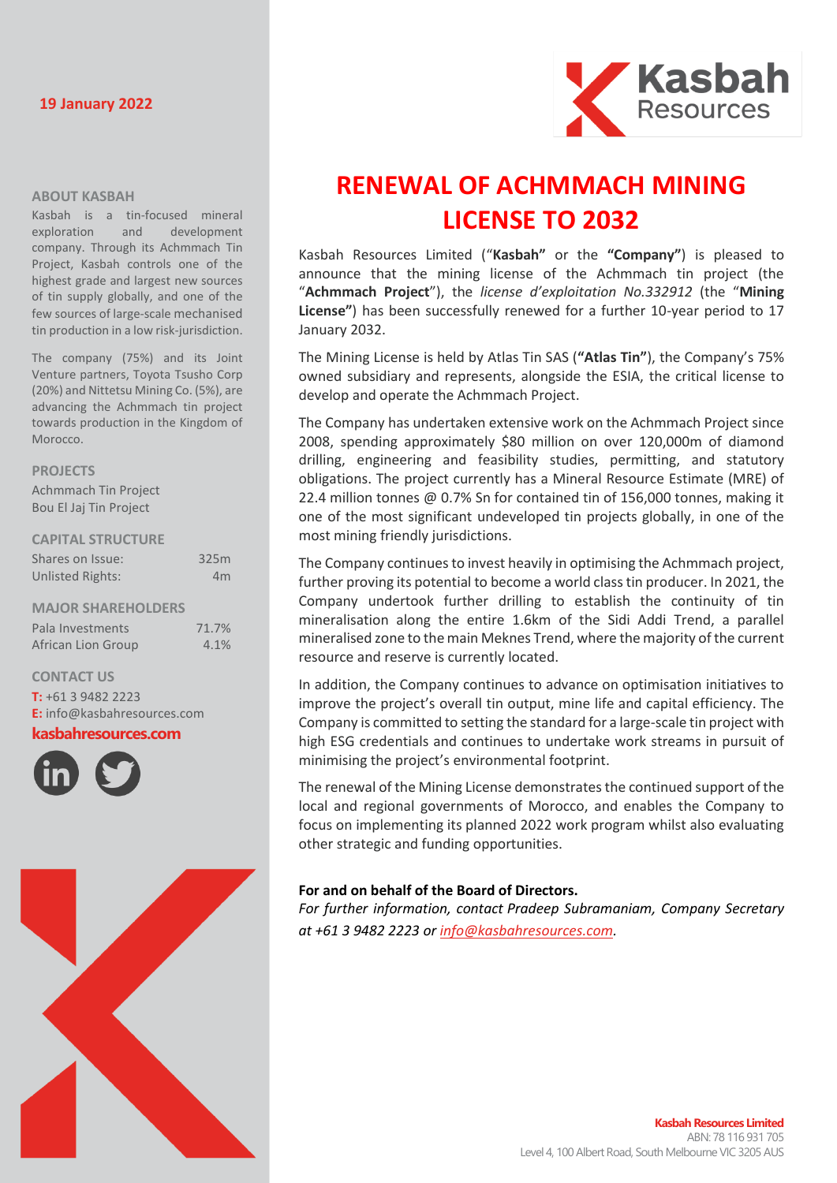19 January 2022

# RENEWAL OF ACHMMACH MINING LICENSE TO 2032

Kasbah Resources Limited ("**Kasbah"** or the **"Company"**) is pleased to announce that the mining license of the Achmmach tin project (the "**Achmmach Project**"), the *license d'exploitation No.332912* (the "**Mining License"**) has been successfully renewed for a further 10-year period to 17 January 2032.

The Mining License is held by Atlas Tin SAS (**"Atlas Tin"**), the Company's 75% owned subsidiary and represents, alongside the ESIA, the critical license to develop and operate the Achmmach Project.

The Company has undertaken extensive work on the Achmmach Project since 2008, spending approximately $80 million on over 120,000m of diamond drilling, engineering and feasibility studies, permitting, and statutory obligations. The project currently has a Mineral Resource Estimate (MRE) of 22.4 million tonnes @ 0.7% Sn for contained tin of 156,000 tonnes, making it one of the most significant undeveloped tin projects globally, in one of the most mining friendly jurisdictions.

The Company continues to invest heavily in optimising the Achmmach project, further proving its potential to become a world class tin producer. In 2021, the Company undertook further drilling to establish the continuity of tin mineralisation along the entire 1.6km of the Sidi Addi Trend, a parallel mineralised zone to the main Meknes Trend, where the majority of the current resource and reserve is currently located.

In addition, the Company continues to advance on optimisation initiatives to improve the project's overall tin output, mine life and capital efficiency. The Company is committed to setting the standard for a large-scale tin project with high ESG credentials and continues to undertake work streams in pursuit of minimising the project's environmental footprint.

The renewal of the Mining License demonstrates the continued support of the local and regional governments of Morocco, and enables the Company to focus on implementing its planned 2022 work program whilst also evaluating other strategic and funding opportunities.

**For and on behalf of the Board of Directors.**

*For further information, contact Pradeep Subramaniam, Company Secretary at +61 3 9482 2223 or info@kasbahresources.com.*

## ABOUT KASBAH

Kasbah is a tin-focused mineral exploration and development company. Through its Achmmach Tin Project, Kasbah controls one of the highest grade and largest new sources of tin supply globally, and one of the few sources of large-scale mechanised tin production in a low risk-jurisdiction.

The company (75%) and its Joint Venture partners, Toyota Tsusho Corp (20%) and Nittetsu Mining Co. (5%), are advancing the Achmmach tin project towards production in the Kingdom of Morocco.

## PROJECTS

Achmmach Tin Project
Bou El Jaj Tin Project

## CAPITAL STRUCTURE

| | |
|---|---|
| Shares on Issue: | 325m |
| Unlisted Rights: | 4m |

## MAJOR SHAREHOLDERS

| | |
|---|---|
| Pala Investments | 71.7% |
| African Lion Group | 4.1% |

## CONTACT US

**T:** +61 3 9482 2223
**E:** info@kasbahresources.com
**kasbahresources.com**

**Kasbah Resources Limited**
ABN: 78 116 931 705
Level 4, 100 Albert Road, South Melbourne VIC 3205 AUS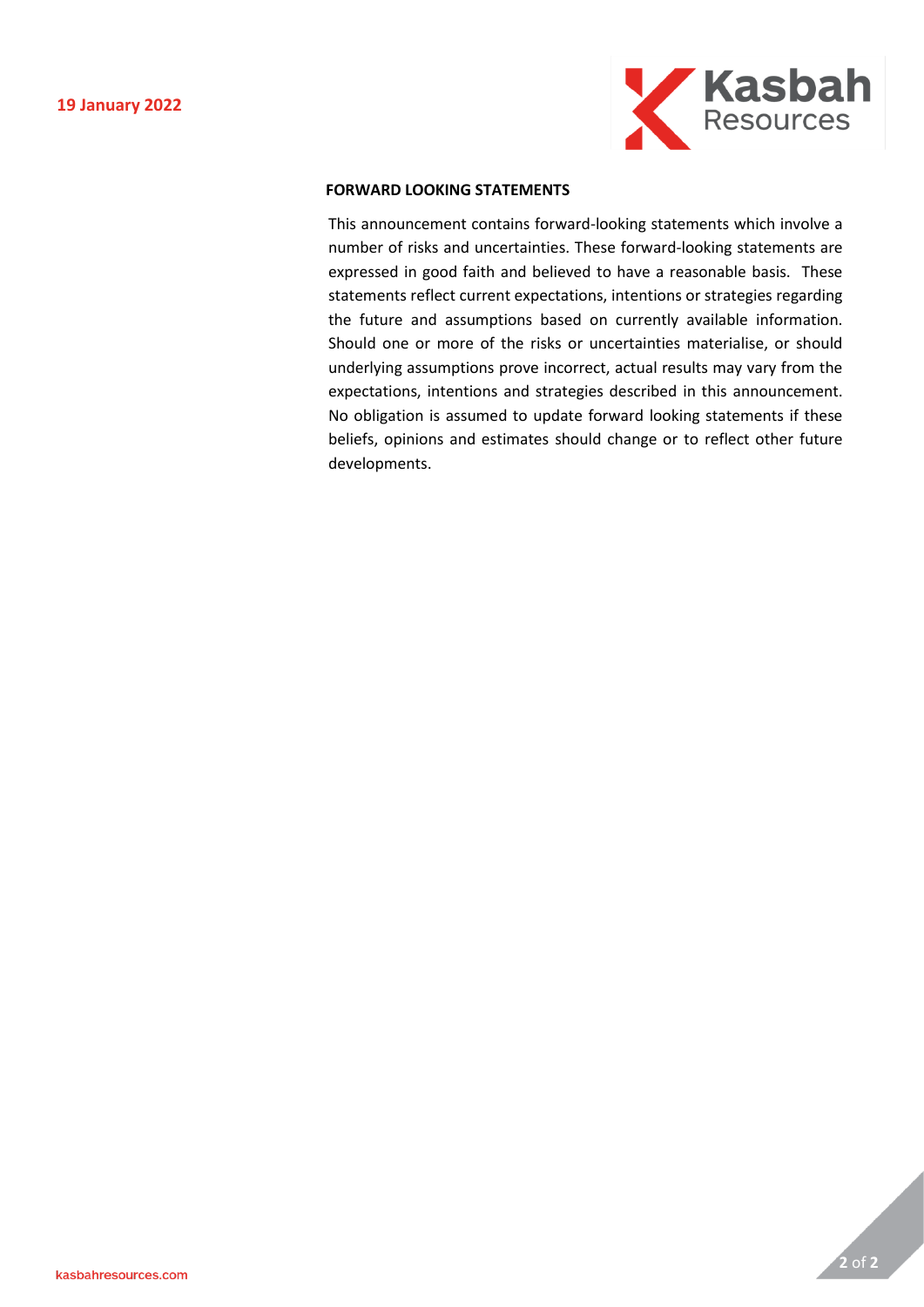**FORWARD LOOKING STATEMENTS**

This announcement contains forward-looking statements which involve a number of risks and uncertainties. These forward-looking statements are expressed in good faith and believed to have a reasonable basis. These statements reflect current expectations, intentions or strategies regarding the future and assumptions based on currently available information. Should one or more of the risks or uncertainties materialise, or should underlying assumptions prove incorrect, actual results may vary from the expectations, intentions and strategies described in this announcement. No obligation is assumed to update forward looking statements if these beliefs, opinions and estimates should change or to reflect other future developments.